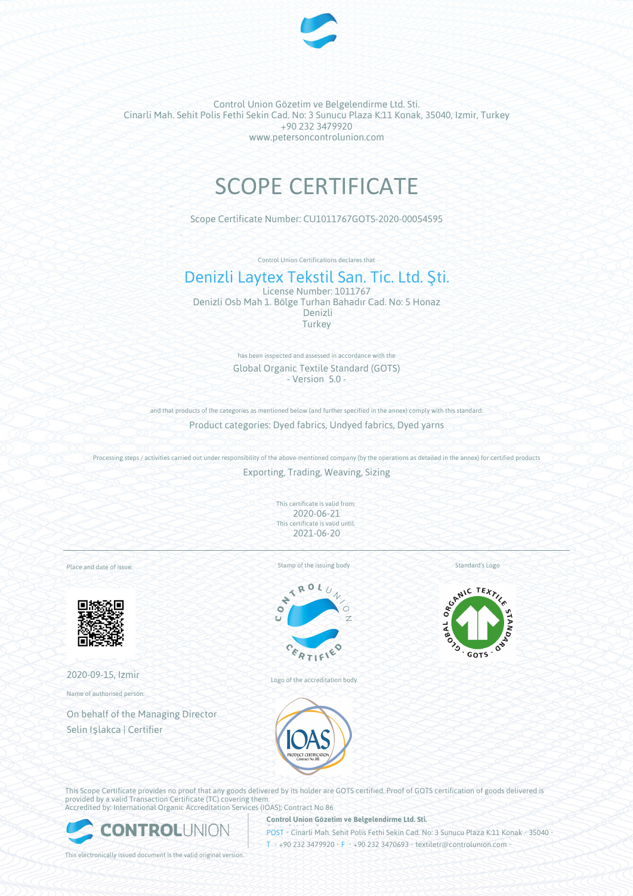Control Union Gözetim ve Belgelendirme Ltd. Sti.
Cinarli Mah. Sehit Polis Fethi Sekin Cad. No: 3 Sunucu Plaza K:11 Konak, 35040, Izmir, Turkey
+90 232 3479920
www.petersoncontrolunion.com

# SCOPE CERTIFICATE

Scope Certificate Number: CU1011767GOTS-2020-00054595

Control Union Certifications declares that

## Denizli Laytex Tekstil San. Tic. Ltd. Şti.

License Number: 1011767
Denizli Osb Mah 1. Bölge Turhan Bahadır Cad. No: 5 Honaz
Denizli
Turkey

has been inspected and assessed in accordance with the

Global Organic Textile Standard (GOTS)
- Version 5.0 -

and that products of the categories as mentioned below (and further specified in the annex) comply with this standard:

Product categories: Dyed fabrics, Undyed fabrics, Dyed yarns

Processing steps / activities carried out under responsibility of the above-mentioned company (by the operations as detailed in the annex) for certified products

Exporting, Trading, Weaving, Sizing

This certificate is valid from:
2020-06-21
This certificate is valid until:
2021-06-20

Place and date of issue:

2020-09-15, Izmir

Name of authorised person:

On behalf of the Managing Director
Selin Işlakca | Certifier

Stamp of the issuing body

Logo of the accreditation body

Standard's Logo

This Scope Certificate provides no proof that any goods delivered by its holder are GOTS certified. Proof of GOTS certification of goods delivered is provided by a valid Transaction Certificate (TC) covering them.
Accredited by: International Organic Accreditation Services (IOAS); Contract No 86

**Control Union Gözetim ve Belgelendirme Ltd. Sti.**
POST • Cinarli Mah. Sehit Polis Fethi Sekin Cad. No: 3 Sunucu Plaza K:11 Konak • 35040 •
T • +90 232 3479920 • F • +90 232 3470693 • textiletr@controlunion.com •

This electronically issued document is the valid original version.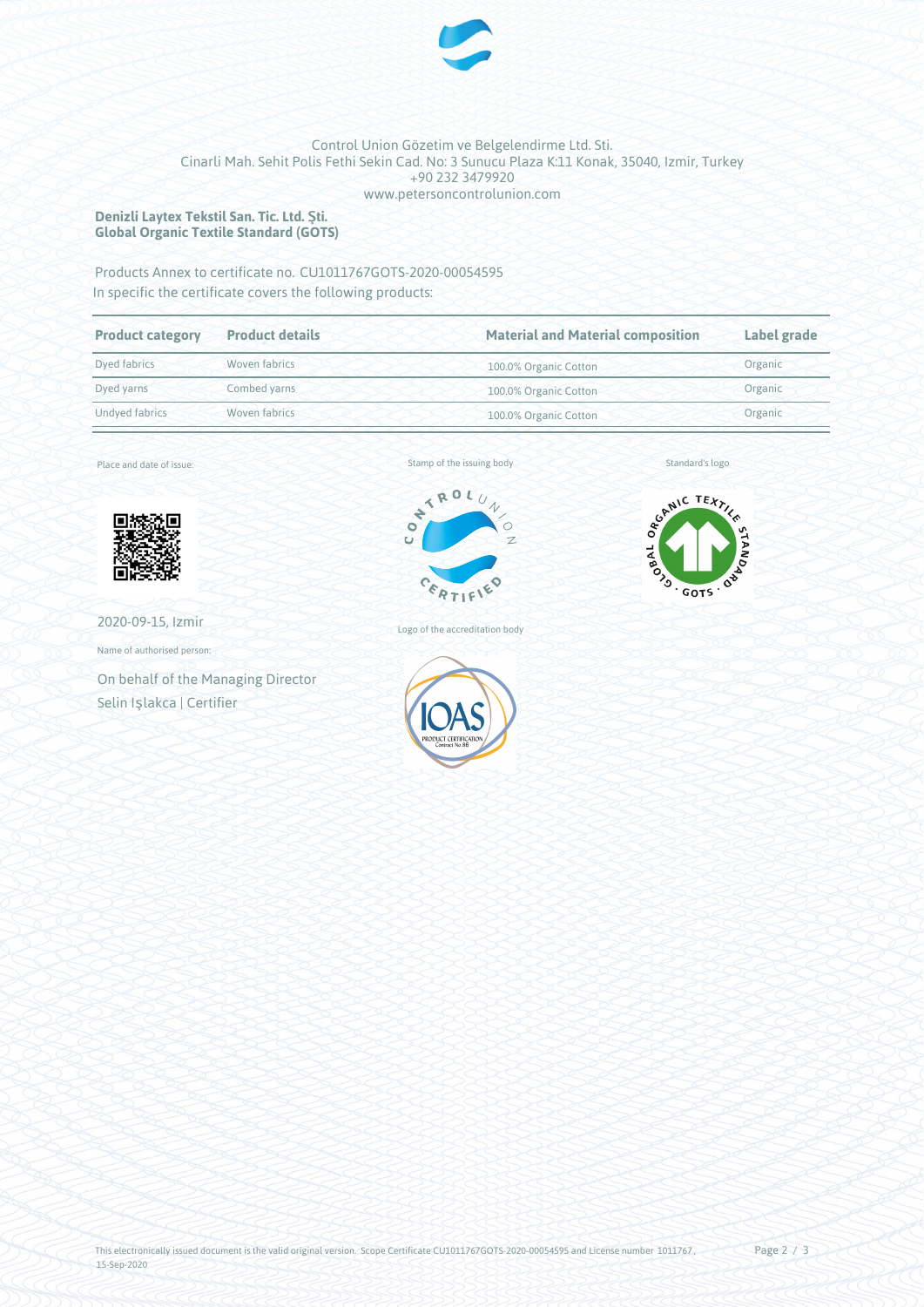Control Union Gözetim ve Belgelendirme Ltd. Sti.
Cinarli Mah. Sehit Polis Fethi Sekin Cad. No: 3 Sunucu Plaza K:11 Konak, 35040, Izmir, Turkey
+90 232 3479920
www.petersoncontrolunion.com

**Denizli Laytex Tekstil San. Tic. Ltd. Şti.**
**Global Organic Textile Standard (GOTS)**

Products Annex to certificate no. CU1011767GOTS-2020-00054595
In specific the certificate covers the following products:

| Product category | Product details | Material and Material composition | Label grade |
|---|---|---|---|
| Dyed fabrics | Woven fabrics | 100.0% Organic Cotton | Organic |
| Dyed yarns | Combed yarns | 100.0% Organic Cotton | Organic |
| Undyed fabrics | Woven fabrics | 100.0% Organic Cotton | Organic |

Place and date of issue:

2020-09-15, Izmir

Name of authorised person:

On behalf of the Managing Director
Selin Işlakca | Certifier

Stamp of the issuing body

Logo of the accreditation body

Standard's logo

This electronically issued document is the valid original version. Scope Certificate CU1011767GOTS-2020-00054595 and License number 1011767, 15-Sep-2020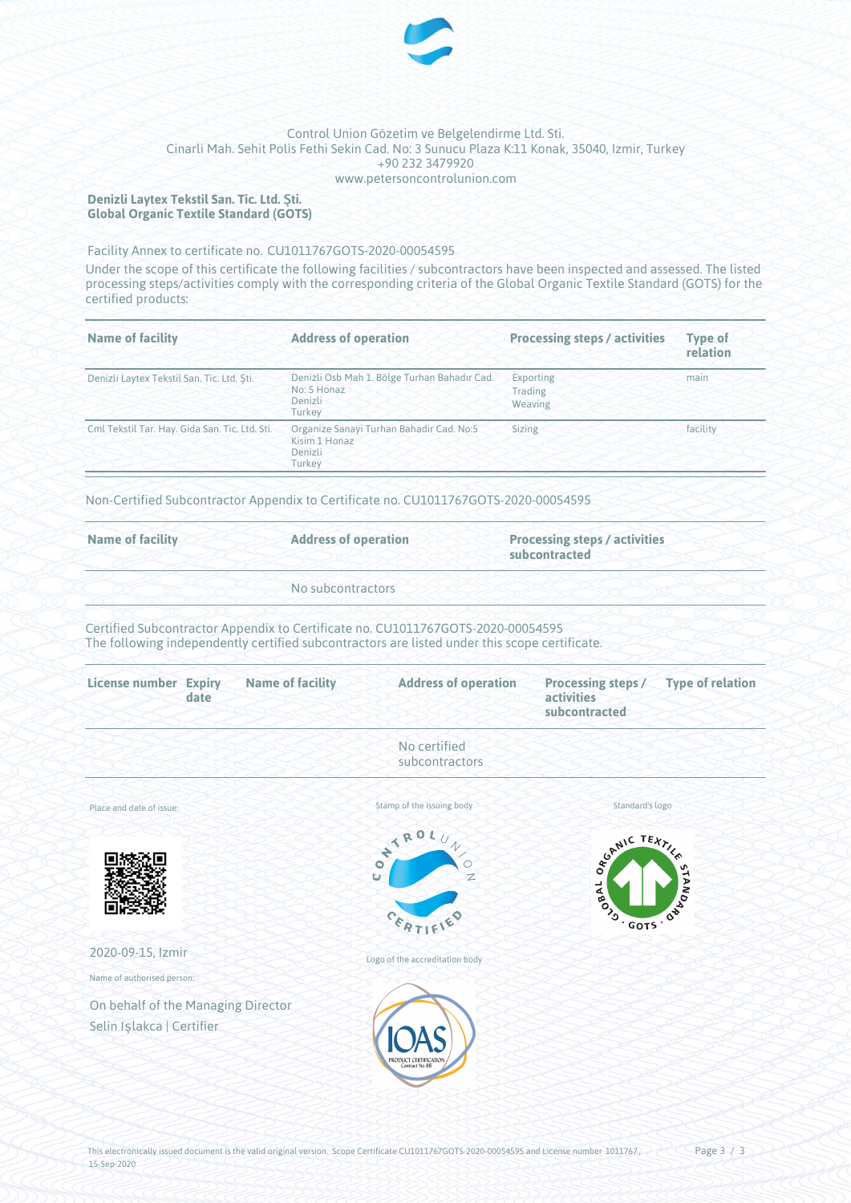Control Union Gözetim ve Belgelendirme Ltd. Sti.
Cinarli Mah. Sehit Polis Fethi Sekin Cad. No: 3 Sunucu Plaza K:11 Konak, 35040, Izmir, Turkey
+90 232 3479920
www.petersoncontrolunion.com

**Denizli Laytex Tekstil San. Tic. Ltd. Şti.**
**Global Organic Textile Standard (GOTS)**

Facility Annex to certificate no. CU1011767GOTS-2020-00054595

Under the scope of this certificate the following facilities / subcontractors have been inspected and assessed. The listed processing steps/activities comply with the corresponding criteria of the Global Organic Textile Standard (GOTS) for the certified products:

| Name of facility | Address of operation | Processing steps / activities | Type of relation |
|---|---|---|---|
| Denizli Laytex Tekstil San. Tic. Ltd. Şti. | Denizli Osb Mah 1. Bölge Turhan Bahadır Cad. No: 5 Honaz Denizli Turkey | Exporting Trading Weaving | main |
| Cml Tekstil Tar. Hay. Gida San. Tic. Ltd. Sti. | Organize Sanayi Turhan Bahadir Cad. No:5 Kisim 1 Honaz Denizli Turkey | Sizing | facility |

Non-Certified Subcontractor Appendix to Certificate no. CU1011767GOTS-2020-00054595

| Name of facility | Address of operation | Processing steps / activities subcontracted |
|---|---|---|
| | No subcontractors | |

Certified Subcontractor Appendix to Certificate no. CU1011767GOTS-2020-00054595
The following independently certified subcontractors are listed under this scope certificate.

| License number | Expiry date | Name of facility | Address of operation | Processing steps / activities subcontracted | Type of relation |
|---|---|---|---|---|---|
| | | | No certified subcontractors | | |

Place and date of issue:

2020-09-15, Izmir

Name of authorised person:

On behalf of the Managing Director
Selin Işlakca | Certifier

Stamp of the issuing body

Logo of the accreditation body

Standard's logo

This electronically issued document is the valid original version. Scope Certificate CU1011767GOTS-2020-00054595 and License number 1011767, 15-Sep-2020